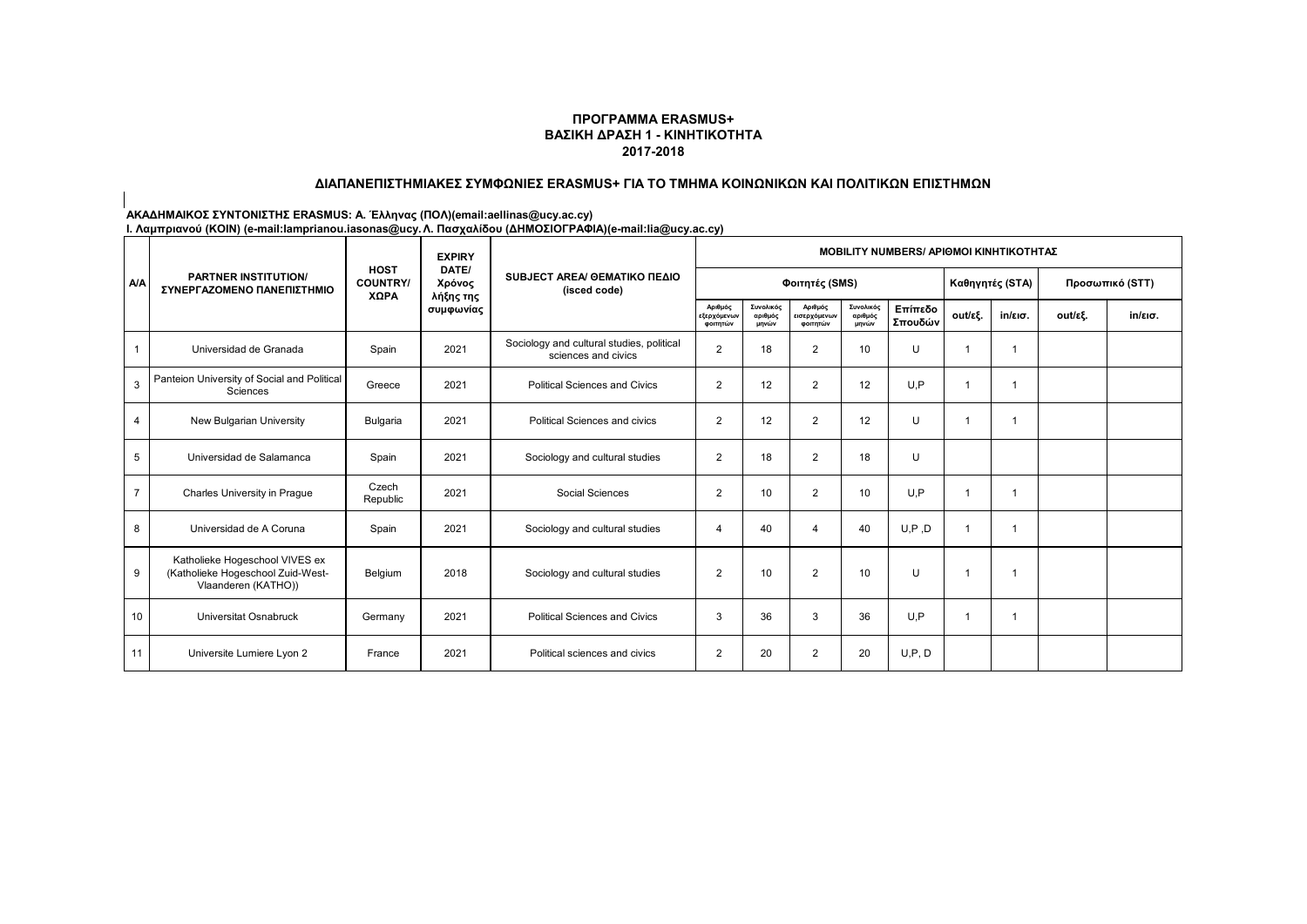# ΠΡΟΓΡΑΜΜΑ ERASMUS+
# ΒΑΣΙΚΗ ΔΡΑΣΗ 1 - ΚΙΝΗΤΙΚΟΤΗΤΑ
# 2017-2018

## ΔΙΑΠΑΝΕΠΙΣΤΗΜΙΑΚΕΣ ΣΥΜΦΩΝΙΕΣ ERASMUS+ ΓΙΑ ΤΟ ΤΜΗΜΑ ΚΟΙΝΩΝΙΚΩΝ ΚΑΙ ΠΟΛΙΤΙΚΩΝ ΕΠΙΣΤΗΜΩΝ

**ΑΚΑΔΗΜΑΙΚΟΣ ΣΥΝΤΟΝΙΣΤΗΣ ERASMUS: Α. Έλληνας (ΠΟΛ)(email:aellinas@ucy.ac.cy)**
**Ι. Λαμπριανού (ΚΟΙΝ) (e-mail:lamprianou.iasonas@ucy.Λ. Πασχαλίδου (ΔΗΜΟΣΙΟΓΡΑΦΙΑ)(e-mail:lia@ucy.ac.cy)**

| Α/Α | PARTNER INSTITUTION/ ΣΥΝΕΡΓΑΖΟΜΕΝΟ ΠΑΝΕΠΙΣΤΗΜΙΟ | HOST COUNTRY/ ΧΩΡΑ | EXPIRY DATE/ Χρόνος λήξης της συμφωνίας | SUBJECT AREA/ ΘΕΜΑΤΙΚΟ ΠΕΔΙΟ (isced code) | MOBILITY NUMBERS/ ΑΡΙΘΜΟΙ ΚΙΝΗΤΙΚΟΤΗΤΑΣ | | | | | | | | |
|---|---|---|---|---|---|---|---|---|---|---|---|---|---|
| | | | | | Φοιτητές (SMS) | | | | | Καθηγητές (STA) | | Προσωπικό (STT) | |
| | | | | | Αριθμός εξερχόμενων φοιτητών | Συνολικός αριθμός μηνών | Αριθμός εισερχόμενων φοιτητών | Συνολικός αριθμός μηνών | Επίπεδο Σπουδών | out/εξ. | in/εισ. | out/εξ. | in/εισ. |
| 1 | Universidad de Granada | Spain | 2021 | Sociology and cultural studies, political sciences and civics | 2 | 18 | 2 | 10 | U | 1 | 1 | | |
| 3 | Panteion University of Social and Political Sciences | Greece | 2021 | Political Sciences and Civics | 2 | 12 | 2 | 12 | U,P | 1 | 1 | | |
| 4 | New Bulgarian University | Bulgaria | 2021 | Political Sciences and civics | 2 | 12 | 2 | 12 | U | 1 | 1 | | |
| 5 | Universidad de Salamanca | Spain | 2021 | Sociology and cultural studies | 2 | 18 | 2 | 18 | U | | | | |
| 7 | Charles University in Prague | Czech Republic | 2021 | Social Sciences | 2 | 10 | 2 | 10 | U,P | 1 | 1 | | |
| 8 | Universidad de A Coruna | Spain | 2021 | Sociology and cultural studies | 4 | 40 | 4 | 40 | U,P ,D | 1 | 1 | | |
| 9 | Katholieke Hogeschool VIVES ex (Katholieke Hogeschool Zuid-West-Vlaanderen (KATHO)) | Belgium | 2018 | Sociology and cultural studies | 2 | 10 | 2 | 10 | U | 1 | 1 | | |
| 10 | Universitat Osnabruck | Germany | 2021 | Political Sciences and Civics | 3 | 36 | 3 | 36 | U,P | 1 | 1 | | |
| 11 | Universite Lumiere Lyon 2 | France | 2021 | Political sciences and civics | 2 | 20 | 2 | 20 | U,P, D | | | | |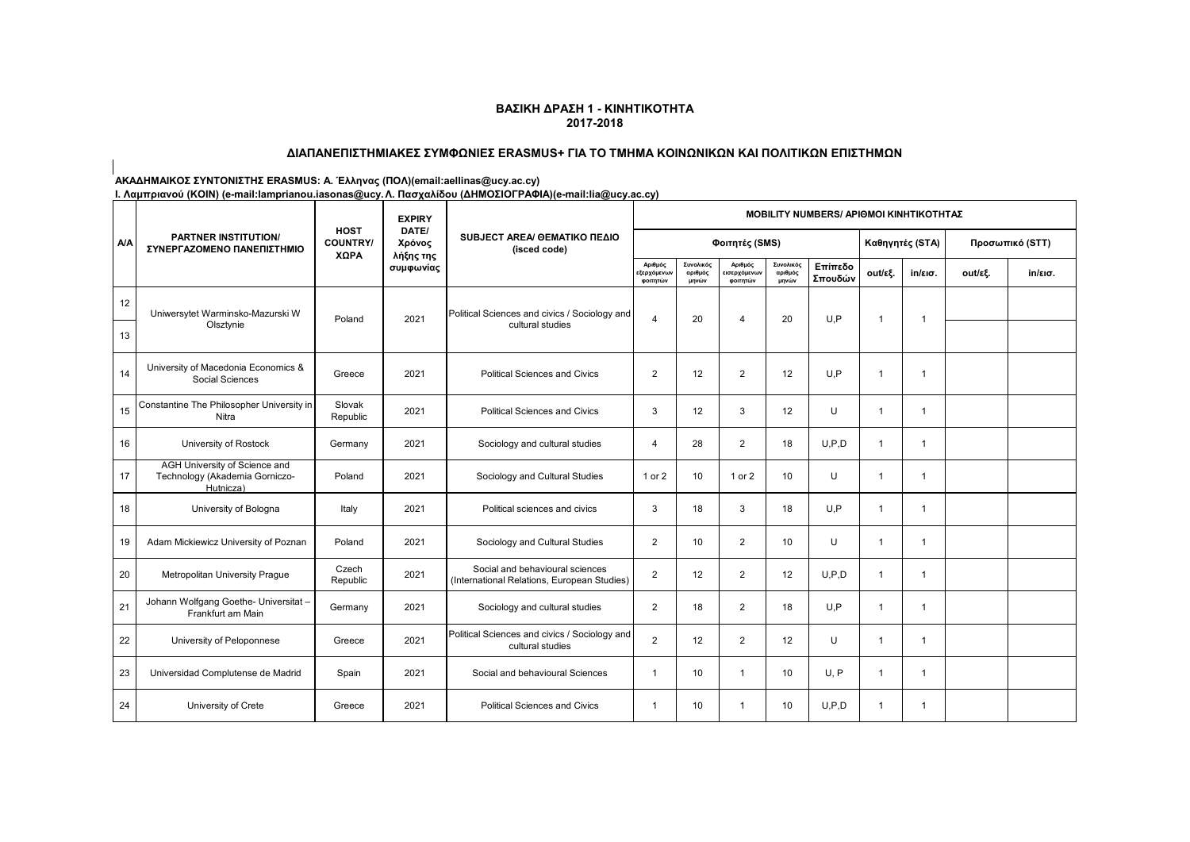**ΒΑΣΙΚΗ ΔΡΑΣΗ 1 - ΚΙΝΗΤΙΚΟΤΗΤΑ**
**2017-2018**

**ΔΙΑΠΑΝΕΠΙΣΤΗΜΙΑΚΕΣ ΣΥΜΦΩΝΙΕΣ ERASMUS+ ΓΙΑ ΤΟ ΤΜΗΜΑ ΚΟΙΝΩΝΙΚΩΝ ΚΑΙ ΠΟΛΙΤΙΚΩΝ ΕΠΙΣΤΗΜΩΝ**

**ΑΚΑΔΗΜΑΙΚΟΣ ΣΥΝΤΟΝΙΣΤΗΣ ERASMUS: Α. Έλληνας (ΠΟΛ)(email:aellinas@ucy.ac.cy)**
**Ι. Λαμπριανού (ΚΟΙΝ) (e-mail:lamprianou.iasonas@ucy. Λ. Πασχαλίδου (ΔΗΜΟΣΙΟΓΡΑΦΙΑ)(e-mail:lia@ucy.ac.cy)**

| A/A | PARTNER INSTITUTION/ ΣΥΝΕΡΓΑΖΟΜΕΝΟ ΠΑΝΕΠΙΣΤΗΜΙΟ | HOST COUNTRY/ ΧΩΡΑ | EXPIRY DATE/ Χρόνος λήξης της συμφωνίας | SUBJECT AREA/ ΘΕΜΑΤΙΚΟ ΠΕΔΙΟ (isced code) | MOBILITY NUMBERS/ ΑΡΙΘΜΟΙ ΚΙΝΗΤΙΚΟΤΗΤΑΣ | | | | | | | | |
|---|---|---|---|---|---|---|---|---|---|---|---|---|---|
| | | | | | Φοιτητές (SMS) | | | | | Καθηγητές (STA) | | Προσωπικό (STT) | |
| | | | | | Αριθμός εξερχόμενων φοιτητών | Συνολικός αριθμός μηνών | Αριθμός εισερχόμενων φοιτητών | Συνολικός αριθμός μηνών | Επίπεδο Σπουδών | out/εξ. | in/εισ. | out/εξ. | in/εισ. |
| 12 | Uniwersytet Warminsko-Mazurski W Olsztynie | Poland | 2021 | Political Sciences and civics / Sociology and cultural studies | 4 | 20 | 4 | 20 | U,P | 1 | 1 | | |
| 13 | | | | | | | | | | | | | |
| 14 | University of Macedonia Economics & Social Sciences | Greece | 2021 | Political Sciences and Civics | 2 | 12 | 2 | 12 | U,P | 1 | 1 | | |
| 15 | Constantine The Philosopher University in Nitra | Slovak Republic | 2021 | Political Sciences and Civics | 3 | 12 | 3 | 12 | U | 1 | 1 | | |
| 16 | University of Rostock | Germany | 2021 | Sociology and cultural studies | 4 | 28 | 2 | 18 | U,P,D | 1 | 1 | | |
| 17 | AGH University of Science and Technology (Akademia Gorniczo-Hutnicza) | Poland | 2021 | Sociology and Cultural Studies | 1 or 2 | 10 | 1 or 2 | 10 | U | 1 | 1 | | |
| 18 | University of Bologna | Italy | 2021 | Political sciences and civics | 3 | 18 | 3 | 18 | U,P | 1 | 1 | | |
| 19 | Adam Mickiewicz University of Poznan | Poland | 2021 | Sociology and Cultural Studies | 2 | 10 | 2 | 10 | U | 1 | 1 | | |
| 20 | Metropolitan University Prague | Czech Republic | 2021 | Social and behavioural sciences (International Relations, European Studies) | 2 | 12 | 2 | 12 | U,P,D | 1 | 1 | | |
| 21 | Johann Wolfgang Goethe- Universitat – Frankfurt am Main | Germany | 2021 | Sociology and cultural studies | 2 | 18 | 2 | 18 | U,P | 1 | 1 | | |
| 22 | University of Peloponnese | Greece | 2021 | Political Sciences and civics / Sociology and cultural studies | 2 | 12 | 2 | 12 | U | 1 | 1 | | |
| 23 | Universidad Complutense de Madrid | Spain | 2021 | Social and behavioural Sciences | 1 | 10 | 1 | 10 | U, P | 1 | 1 | | |
| 24 | University of Crete | Greece | 2021 | Political Sciences and Civics | 1 | 10 | 1 | 10 | U,P,D | 1 | 1 | | |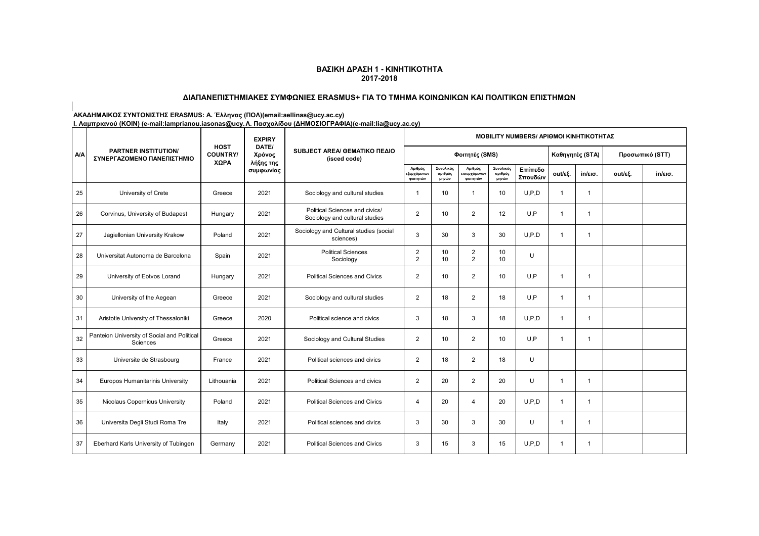## ΒΑΣΙΚΗ ΔΡΑΣΗ 1 - ΚΙΝΗΤΙΚΟΤΗΤΑ
## 2017-2018

### ΔΙΑΠΑΝΕΠΙΣΤΗΜΙΑΚΕΣ ΣΥΜΦΩΝΙΕΣ ERASMUS+ ΓΙΑ ΤΟ ΤΜΗΜΑ ΚΟΙΝΩΝΙΚΩΝ ΚΑΙ ΠΟΛΙΤΙΚΩΝ ΕΠΙΣΤΗΜΩΝ

**ΑΚΑΔΗΜΑΙΚΟΣ ΣΥΝΤΟΝΙΣΤΗΣ ERASMUS: Α. Έλληνας (ΠΟΛ)(email:aellinas@ucy.ac.cy)**
**Ι. Λαμπριανού (ΚΟΙΝ) (e-mail:lamprianou.iasonas@ucy. Λ. Πασχαλίδου (ΔΗΜΟΣΙΟΓΡΑΦΙΑ)(e-mail:lia@ucy.ac.cy)**

| A/A | PARTNER INSTITUTION/ ΣΥΝΕΡΓΑΖΟΜΕΝΟ ΠΑΝΕΠΙΣΤΗΜΙΟ | HOST COUNTRY/ ΧΩΡΑ | EXPIRY DATE/ Χρόνος λήξης της συμφωνίας | SUBJECT AREA/ ΘΕΜΑΤΙΚΟ ΠΕΔΙΟ (isced code) | MOBILITY NUMBERS/ ΑΡΙΘΜΟΙ ΚΙΝΗΤΙΚΟΤΗΤΑΣ | | | | | | | | |
|---|---|---|---|---|---|---|---|---|---|---|---|---|---|
| | | | | | Φοιτητές (SMS) | | | | | Καθηγητές (STA) | | Προσωπικό (STT) | |
| | | | | | Αριθμός εξερχόμενων φοιτητών | Συνολικός αριθμός μηνών | Αριθμός εισερχόμενων φοιτητών | Συνολικός αριθμός μηνών | Επίπεδο Σπουδών | out/εξ. | in/εισ. | out/εξ. | in/εισ. |
| 25 | University of Crete | Greece | 2021 | Sociology and cultural studies | 1 | 10 | 1 | 10 | U,P,D | 1 | 1 | | |
| 26 | Corvinus, University of Budapest | Hungary | 2021 | Political Sciences and civics/ Sociology and cultural studies | 2 | 10 | 2 | 12 | U,P | 1 | 1 | | |
| 27 | Jagiellonian University Krakow | Poland | 2021 | Sociology and Cultural studies (social sciences) | 3 | 30 | 3 | 30 | U,P.D | 1 | 1 | | |
| 28 | Universitat Autonoma de Barcelona | Spain | 2021 | Political Sciences<br>Sociology | 2<br>2 | 10<br>10 | 2<br>2 | 10<br>10 | U | | | | |
| 29 | University of Eotvos Lorand | Hungary | 2021 | Political Sciences and Civics | 2 | 10 | 2 | 10 | U,P | 1 | 1 | | |
| 30 | University of the Aegean | Greece | 2021 | Sociology and cultural studies | 2 | 18 | 2 | 18 | U,P | 1 | 1 | | |
| 31 | Aristotle University of Thessaloniki | Greece | 2020 | Political science and civics | 3 | 18 | 3 | 18 | U,P,D | 1 | 1 | | |
| 32 | Panteion University of Social and Political Sciences | Greece | 2021 | Sociology and Cultural Studies | 2 | 10 | 2 | 10 | U,P | 1 | 1 | | |
| 33 | Universite de Strasbourg | France | 2021 | Political sciences and civics | 2 | 18 | 2 | 18 | U | | | | |
| 34 | Europos Humanitarinis University | Lithouania | 2021 | Political Sciences and civics | 2 | 20 | 2 | 20 | U | 1 | 1 | | |
| 35 | Nicolaus Copernicus University | Poland | 2021 | Political Sciences and Civics | 4 | 20 | 4 | 20 | U,P,D | 1 | 1 | | |
| 36 | Universita Degli Studi Roma Tre | Italy | 2021 | Political sciences and civics | 3 | 30 | 3 | 30 | U | 1 | 1 | | |
| 37 | Eberhard Karls University of Tubingen | Germany | 2021 | Political Sciences and Civics | 3 | 15 | 3 | 15 | U,P,D | 1 | 1 | | |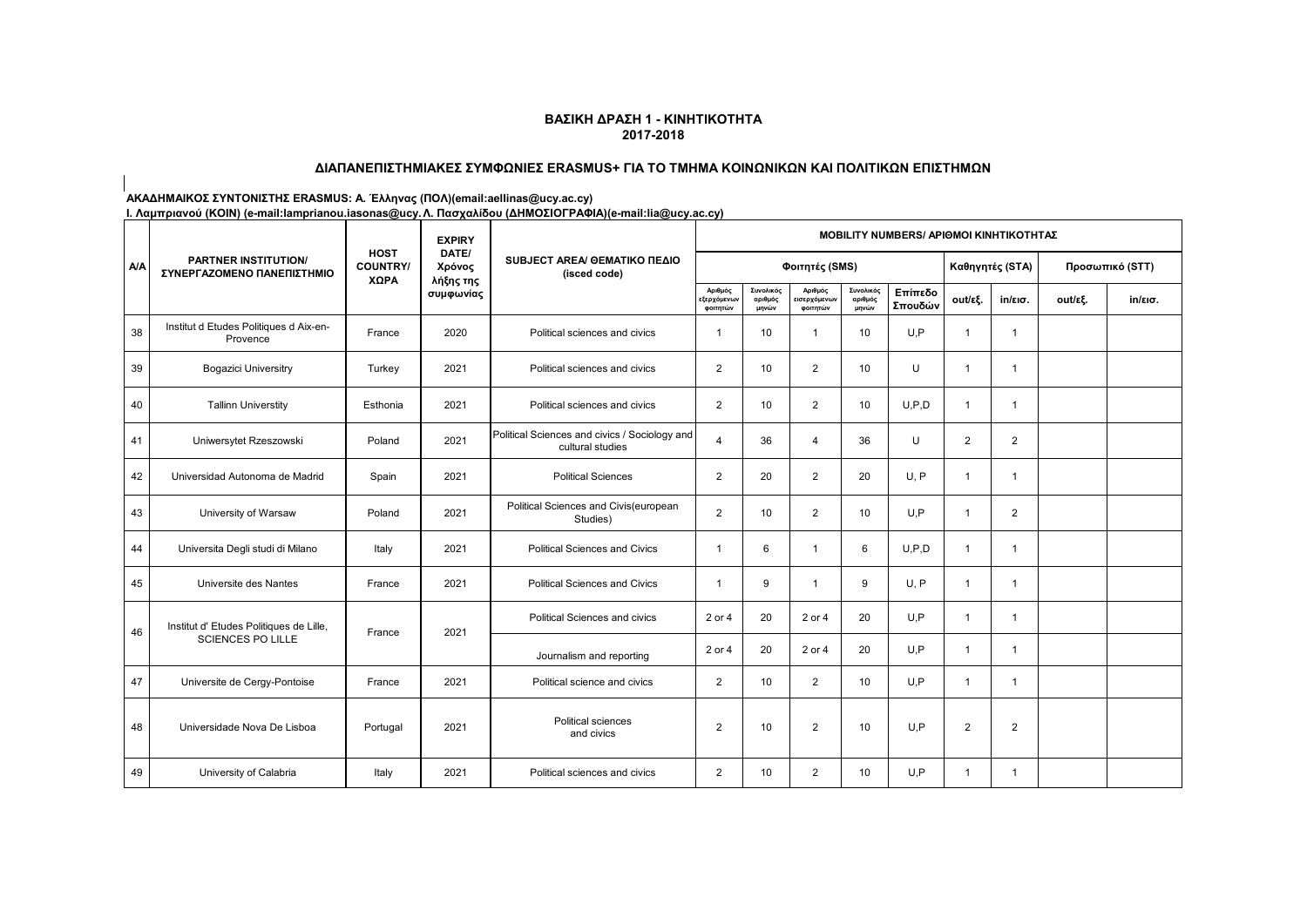**ΒΑΣΙΚΗ ΔΡΑΣΗ 1 - ΚΙΝΗΤΙΚΟΤΗΤΑ**
**2017-2018**

**ΔΙΑΠΑΝΕΠΙΣΤΗΜΙΑΚΕΣ ΣΥΜΦΩΝΙΕΣ ERASMUS+ ΓΙΑ ΤΟ ΤΜΗΜΑ ΚΟΙΝΩΝΙΚΩΝ ΚΑΙ ΠΟΛΙΤΙΚΩΝ ΕΠΙΣΤΗΜΩΝ**

**ΑΚΑΔΗΜΑΙΚΟΣ ΣΥΝΤΟΝΙΣΤΗΣ ERASMUS: Α. Έλληνας (ΠΟΛ)(email:aellinas@ucy.ac.cy)**
**Ι. Λαμπριανού (ΚΟΙΝ) (e-mail:lamprianou.iasonas@ucy. Λ. Πασχαλίδου (ΔΗΜΟΣΙΟΓΡΑΦΙΑ)(e-mail:lia@ucy.ac.cy)**

| A/A | PARTNER INSTITUTION/ ΣΥΝΕΡΓΑΖΟΜΕΝΟ ΠΑΝΕΠΙΣΤΗΜΙΟ | HOST COUNTRY/ ΧΩΡΑ | EXPIRY DATE/ Χρόνος λήξης της συμφωνίας | SUBJECT AREA/ ΘΕΜΑΤΙΚΟ ΠΕΔΙΟ (isced code) | MOBILITY NUMBERS/ ΑΡΙΘΜΟΙ ΚΙΝΗΤΙΚΟΤΗΤΑΣ | | | | | | | | |
|---|---|---|---|---|---|---|---|---|---|---|---|---|---|
| | | | | | Φοιτητές (SMS) | | | | | Καθηγητές (STA) | | Προσωπικό (STT) | |
| | | | | | Αριθμός εξερχόμενων φοιτητών | Συνολικός αριθμός μηνών | Αριθμός εισερχόμενων φοιτητών | Συνολικός αριθμός μηνών | Επίπεδο Σπουδών | out/εξ. | in/εισ. | out/εξ. | in/εισ. |
| 38 | Institut d Etudes Politiques d Aix-en-Provence | France | 2020 | Political sciences and civics | 1 | 10 | 1 | 10 | U,P | 1 | 1 | | |
| 39 | Bogazici Universitry | Turkey | 2021 | Political sciences and civics | 2 | 10 | 2 | 10 | U | 1 | 1 | | |
| 40 | Tallinn Universtity | Esthonia | 2021 | Political sciences and civics | 2 | 10 | 2 | 10 | U,P,D | 1 | 1 | | |
| 41 | Uniwersytet Rzeszowski | Poland | 2021 | Political Sciences and civics / Sociology and cultural studies | 4 | 36 | 4 | 36 | U | 2 | 2 | | |
| 42 | Universidad Autonoma de Madrid | Spain | 2021 | Political Sciences | 2 | 20 | 2 | 20 | U, P | 1 | 1 | | |
| 43 | University of Warsaw | Poland | 2021 | Political Sciences and Civis(european Studies) | 2 | 10 | 2 | 10 | U,P | 1 | 2 | | |
| 44 | Universita Degli studi di Milano | Italy | 2021 | Political Sciences and Civics | 1 | 6 | 1 | 6 | U,P,D | 1 | 1 | | |
| 45 | Universite des Nantes | France | 2021 | Political Sciences and Civics | 1 | 9 | 1 | 9 | U, P | 1 | 1 | | |
| 46 | Institut d' Etudes Politiques de Lille, SCIENCES PO LILLE | France | 2021 | Political Sciences and civics | 2 or 4 | 20 | 2 or 4 | 20 | U,P | 1 | 1 | | |
| | | | | Journalism and reporting | 2 or 4 | 20 | 2 or 4 | 20 | U,P | 1 | 1 | | |
| 47 | Universite de Cergy-Pontoise | France | 2021 | Political science and civics | 2 | 10 | 2 | 10 | U,P | 1 | 1 | | |
| 48 | Universidade Nova De Lisboa | Portugal | 2021 | Political sciences and civics | 2 | 10 | 2 | 10 | U,P | 2 | 2 | | |
| 49 | University of Calabria | Italy | 2021 | Political sciences and civics | 2 | 10 | 2 | 10 | U,P | 1 | 1 | | |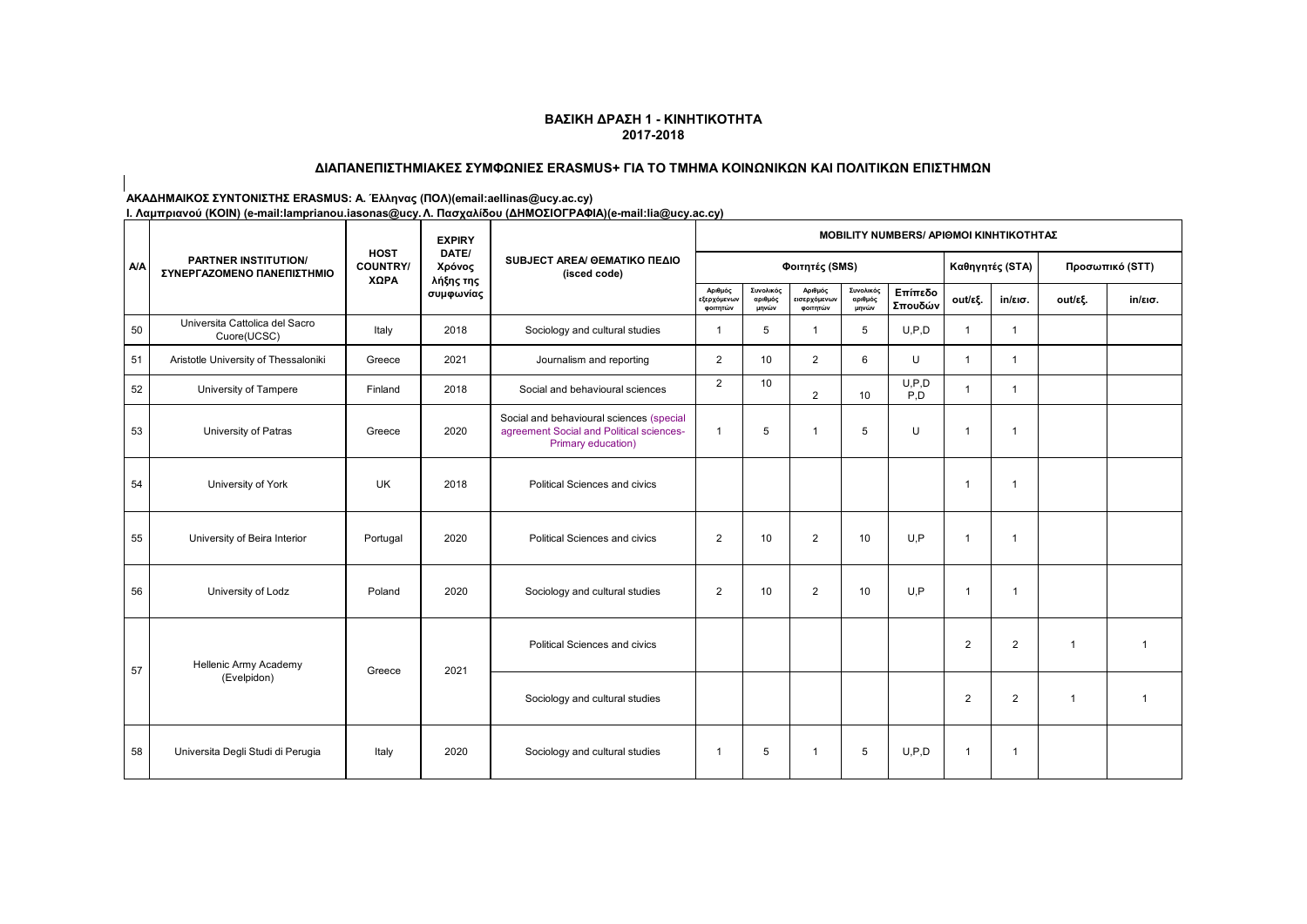## ΒΑΣΙΚΗ ΔΡΑΣΗ 1 - ΚΙΝΗΤΙΚΟΤΗΤΑ
## 2017-2018

### ΔΙΑΠΑΝΕΠΙΣΤΗΜΙΑΚΕΣ ΣΥΜΦΩΝΙΕΣ ERASMUS+ ΓΙΑ ΤΟ ΤΜΗΜΑ ΚΟΙΝΩΝΙΚΩΝ ΚΑΙ ΠΟΛΙΤΙΚΩΝ ΕΠΙΣΤΗΜΩΝ

**ΑΚΑΔΗΜΑΙΚΟΣ ΣΥΝΤΟΝΙΣΤΗΣ ERASMUS: Α. Έλληνας (ΠΟΛ)(email:aellinas@ucy.ac.cy)**
**Ι. Λαμπριανού (ΚΟΙΝ) (e-mail:lamprianou.iasonas@ucy. Λ. Πασχαλίδου (ΔΗΜΟΣΙΟΓΡΑΦΙΑ)(e-mail:lia@ucy.ac.cy)**

| A/A | PARTNER INSTITUTION/ ΣΥΝΕΡΓΑΖΟΜΕΝΟ ΠΑΝΕΠΙΣΤΗΜΙΟ | HOST COUNTRY/ ΧΩΡΑ | EXPIRY DATE/ Χρόνος λήξης της συμφωνίας | SUBJECT AREA/ ΘΕΜΑΤΙΚΟ ΠΕΔΙΟ (isced code) | MOBILITY NUMBERS/ ΑΡΙΘΜΟΙ ΚΙΝΗΤΙΚΟΤΗΤΑΣ | | | | | | | | |
|---|---|---|---|---|---|---|---|---|---|---|---|---|---|
| | | | | | Φοιτητές (SMS) | | | | | Καθηγητές (STA) | | Προσωπικό (STT) | |
| | | | | | Αριθμός εξερχόμενων φοιτητών | Συνολικός αριθμός μηνών | Αριθμός εισερχόμενων φοιτητών | Συνολικός αριθμός μηνών | Επίπεδο Σπουδών | out/εξ. | in/εισ. | out/εξ. | in/εισ. |
| 50 | Universita Cattolica del Sacro Cuore(UCSC) | Italy | 2018 | Sociology and cultural studies | 1 | 5 | 1 | 5 | U,P,D | 1 | 1 | | |
| 51 | Aristotle University of Thessaloniki | Greece | 2021 | Journalism and reporting | 2 | 10 | 2 | 6 | U | 1 | 1 | | |
| 52 | University of Tampere | Finland | 2018 | Social and behavioural sciences | 2 | 10 | 2 | 10 | U,P,D P,D | 1 | 1 | | |
| 53 | University of Patras | Greece | 2020 | Social and behavioural sciences (special agreement Social and Political sciences-Primary education) | 1 | 5 | 1 | 5 | U | 1 | 1 | | |
| 54 | University of York | UK | 2018 | Political Sciences and civics | | | | | | 1 | 1 | | |
| 55 | University of Beira Interior | Portugal | 2020 | Political Sciences and civics | 2 | 10 | 2 | 10 | U,P | 1 | 1 | | |
| 56 | University of Lodz | Poland | 2020 | Sociology and cultural studies | 2 | 10 | 2 | 10 | U,P | 1 | 1 | | |
| 57 | Hellenic Army Academy (Evelpidon) | Greece | 2021 | Political Sciences and civics | | | | | | 2 | 2 | 1 | 1 |
| | | | | Sociology and cultural studies | | | | | | 2 | 2 | 1 | 1 |
| 58 | Universita Degli Studi di Perugia | Italy | 2020 | Sociology and cultural studies | 1 | 5 | 1 | 5 | U,P,D | 1 | 1 | | |